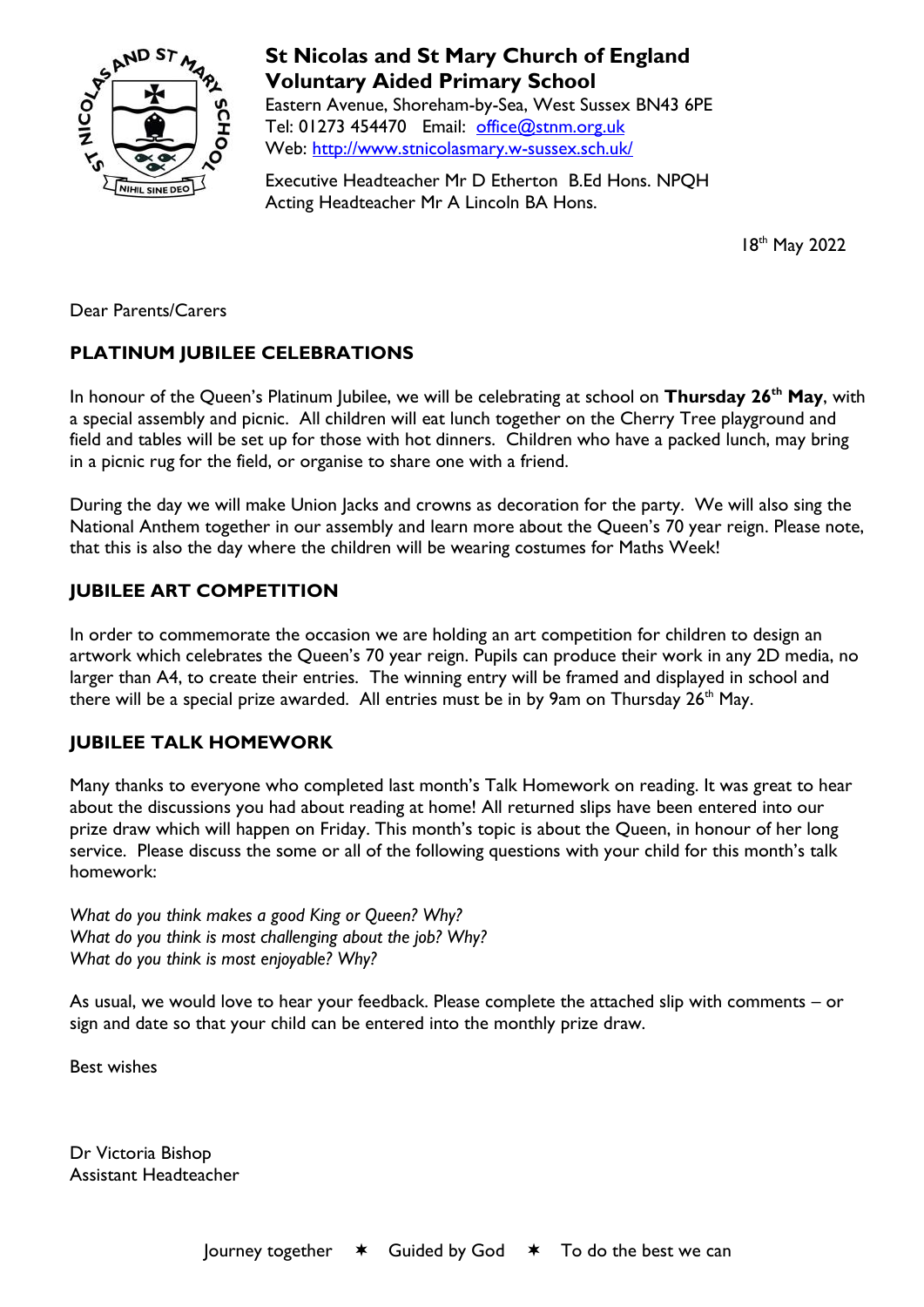**St Nicolas and St Mary Church of England Voluntary Aided Primary School**
Eastern Avenue, Shoreham-by-Sea, West Sussex BN43 6PE
Tel: 01273 454470 Email: office@stnm.org.uk
Web: http://www.stnicolasmary.w-sussex.sch.uk/

Executive Headteacher Mr D Etherton B.Ed Hons. NPQH
Acting Headteacher Mr A Lincoln BA Hons.

18th May 2022

Dear Parents/Carers

## PLATINUM JUBILEE CELEBRATIONS

In honour of the Queen's Platinum Jubilee, we will be celebrating at school on **Thursday 26th May**, with a special assembly and picnic. All children will eat lunch together on the Cherry Tree playground and field and tables will be set up for those with hot dinners. Children who have a packed lunch, may bring in a picnic rug for the field, or organise to share one with a friend.

During the day we will make Union Jacks and crowns as decoration for the party. We will also sing the National Anthem together in our assembly and learn more about the Queen's 70 year reign. Please note, that this is also the day where the children will be wearing costumes for Maths Week!

## JUBILEE ART COMPETITION

In order to commemorate the occasion we are holding an art competition for children to design an artwork which celebrates the Queen's 70 year reign. Pupils can produce their work in any 2D media, no larger than A4, to create their entries. The winning entry will be framed and displayed in school and there will be a special prize awarded. All entries must be in by 9am on Thursday 26th May.

## JUBILEE TALK HOMEWORK

Many thanks to everyone who completed last month's Talk Homework on reading. It was great to hear about the discussions you had about reading at home! All returned slips have been entered into our prize draw which will happen on Friday. This month's topic is about the Queen, in honour of her long service. Please discuss the some or all of the following questions with your child for this month's talk homework:

*What do you think makes a good King or Queen? Why?*
*What do you think is most challenging about the job? Why?*
*What do you think is most enjoyable? Why?*

As usual, we would love to hear your feedback. Please complete the attached slip with comments – or sign and date so that your child can be entered into the monthly prize draw.

Best wishes

Dr Victoria Bishop
Assistant Headteacher

Journey together ✶ Guided by God ✶ To do the best we can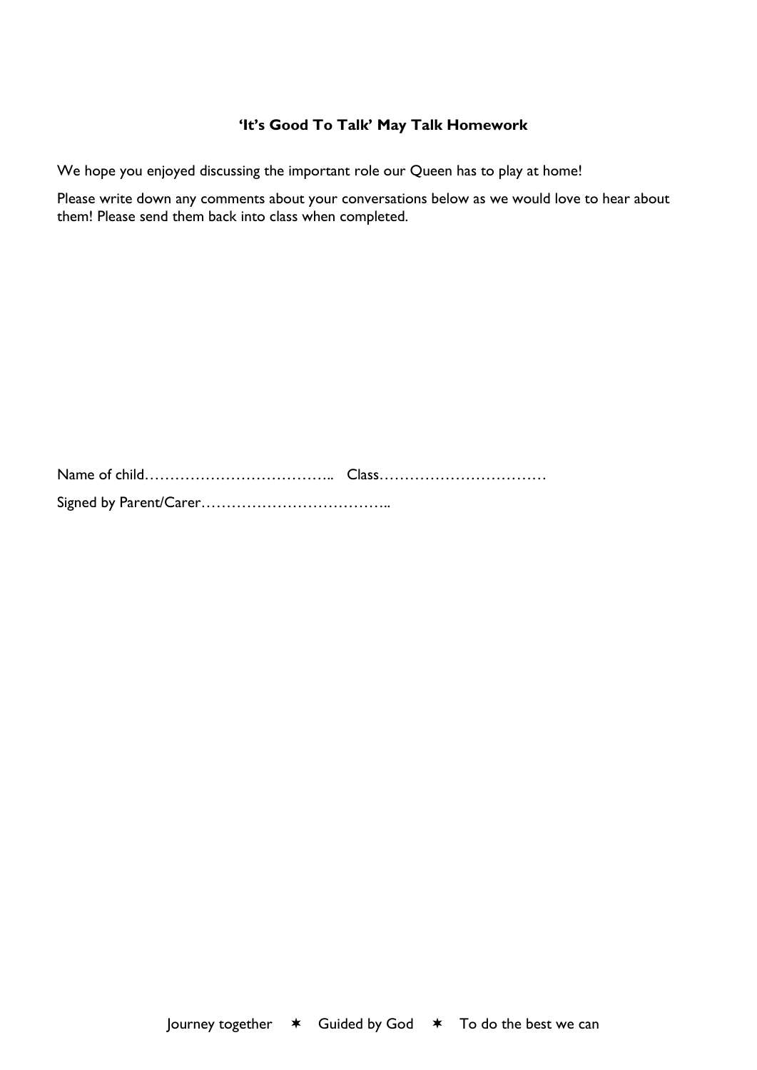**'It's Good To Talk' May Talk Homework**

We hope you enjoyed discussing the important role our Queen has to play at home!

Please write down any comments about your conversations below as we would love to hear about them! Please send them back into class when completed.

Name of child……………………………….. Class……………………………

Signed by Parent/Carer………………………………..

Journey together ✶ Guided by God ✶ To do the best we can